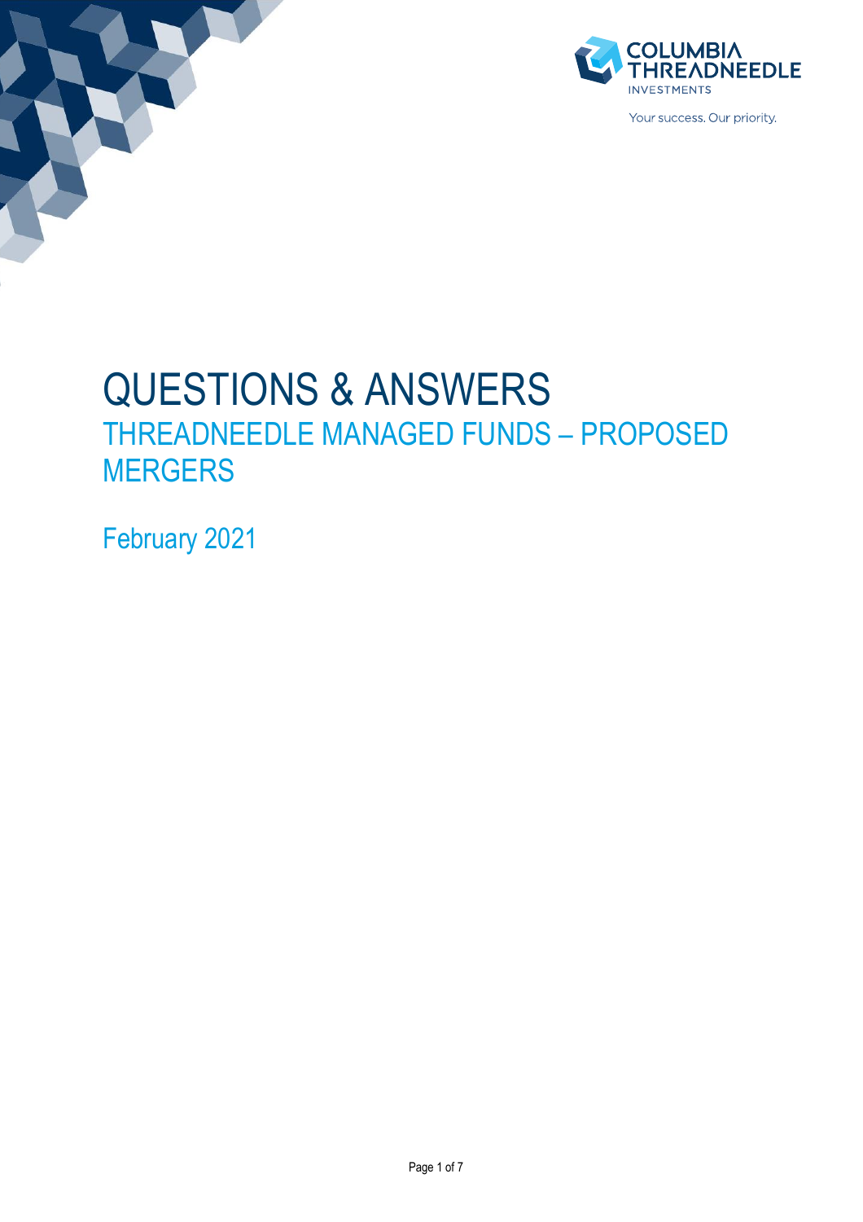COLUMBIA THREADNEEDLE INVESTMENTS

Your success. Our priority.

# QUESTIONS & ANSWERS

## THREADNEEDLE MANAGED FUNDS – PROPOSED MERGERS

February 2021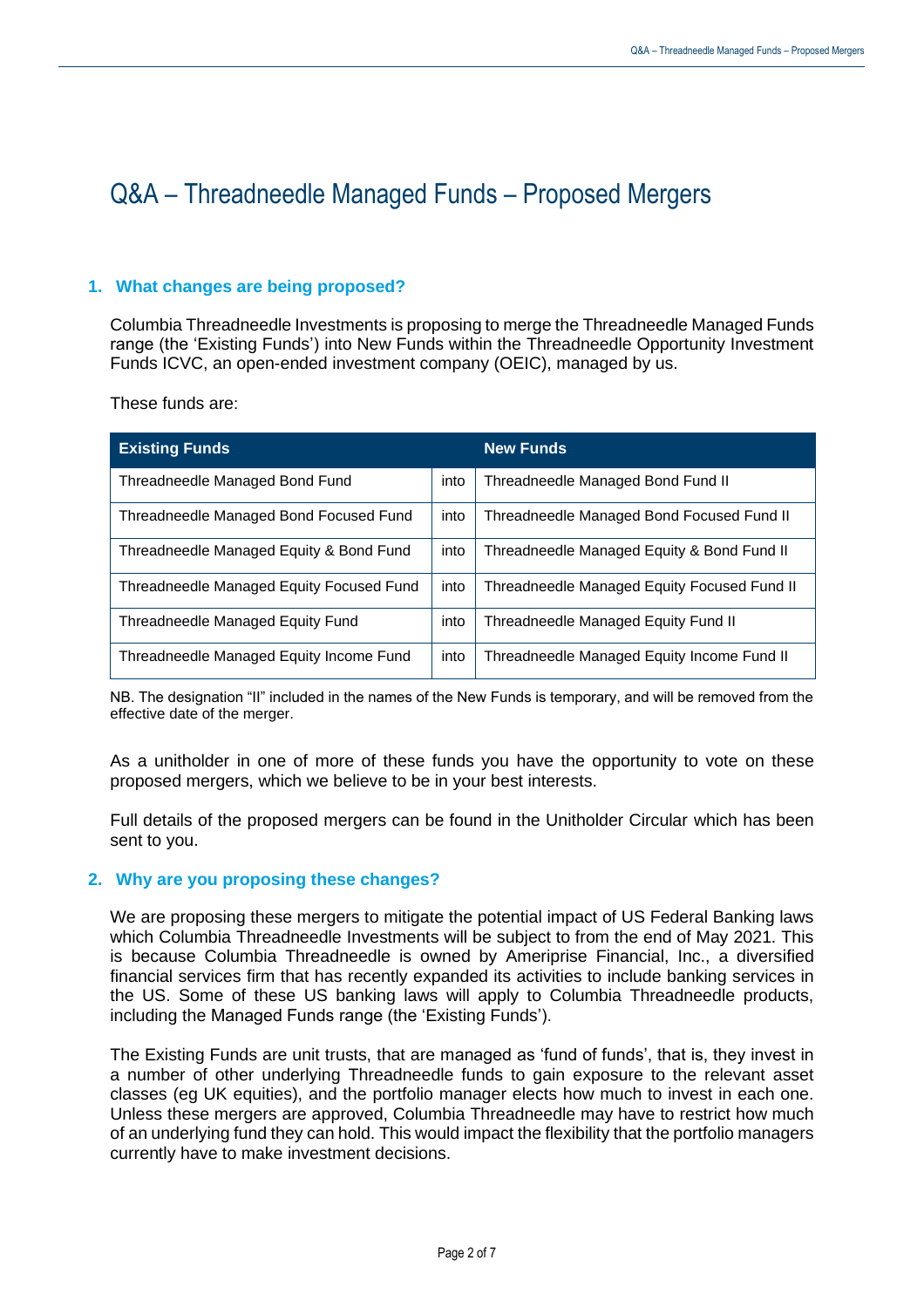# Q&A – Threadneedle Managed Funds – Proposed Mergers

## 1. What changes are being proposed?

Columbia Threadneedle Investments is proposing to merge the Threadneedle Managed Funds range (the 'Existing Funds') into New Funds within the Threadneedle Opportunity Investment Funds ICVC, an open-ended investment company (OEIC), managed by us.

These funds are:

| Existing Funds | | New Funds |
| --- | --- | --- |
| Threadneedle Managed Bond Fund | into | Threadneedle Managed Bond Fund II |
| Threadneedle Managed Bond Focused Fund | into | Threadneedle Managed Bond Focused Fund II |
| Threadneedle Managed Equity & Bond Fund | into | Threadneedle Managed Equity & Bond Fund II |
| Threadneedle Managed Equity Focused Fund | into | Threadneedle Managed Equity Focused Fund II |
| Threadneedle Managed Equity Fund | into | Threadneedle Managed Equity Fund II |
| Threadneedle Managed Equity Income Fund | into | Threadneedle Managed Equity Income Fund II |

NB. The designation "II" included in the names of the New Funds is temporary, and will be removed from the effective date of the merger.

As a unitholder in one of more of these funds you have the opportunity to vote on these proposed mergers, which we believe to be in your best interests.

Full details of the proposed mergers can be found in the Unitholder Circular which has been sent to you.

## 2. Why are you proposing these changes?

We are proposing these mergers to mitigate the potential impact of US Federal Banking laws which Columbia Threadneedle Investments will be subject to from the end of May 2021. This is because Columbia Threadneedle is owned by Ameriprise Financial, Inc., a diversified financial services firm that has recently expanded its activities to include banking services in the US. Some of these US banking laws will apply to Columbia Threadneedle products, including the Managed Funds range (the 'Existing Funds').

The Existing Funds are unit trusts, that are managed as 'fund of funds', that is, they invest in a number of other underlying Threadneedle funds to gain exposure to the relevant asset classes (eg UK equities), and the portfolio manager elects how much to invest in each one. Unless these mergers are approved, Columbia Threadneedle may have to restrict how much of an underlying fund they can hold. This would impact the flexibility that the portfolio managers currently have to make investment decisions.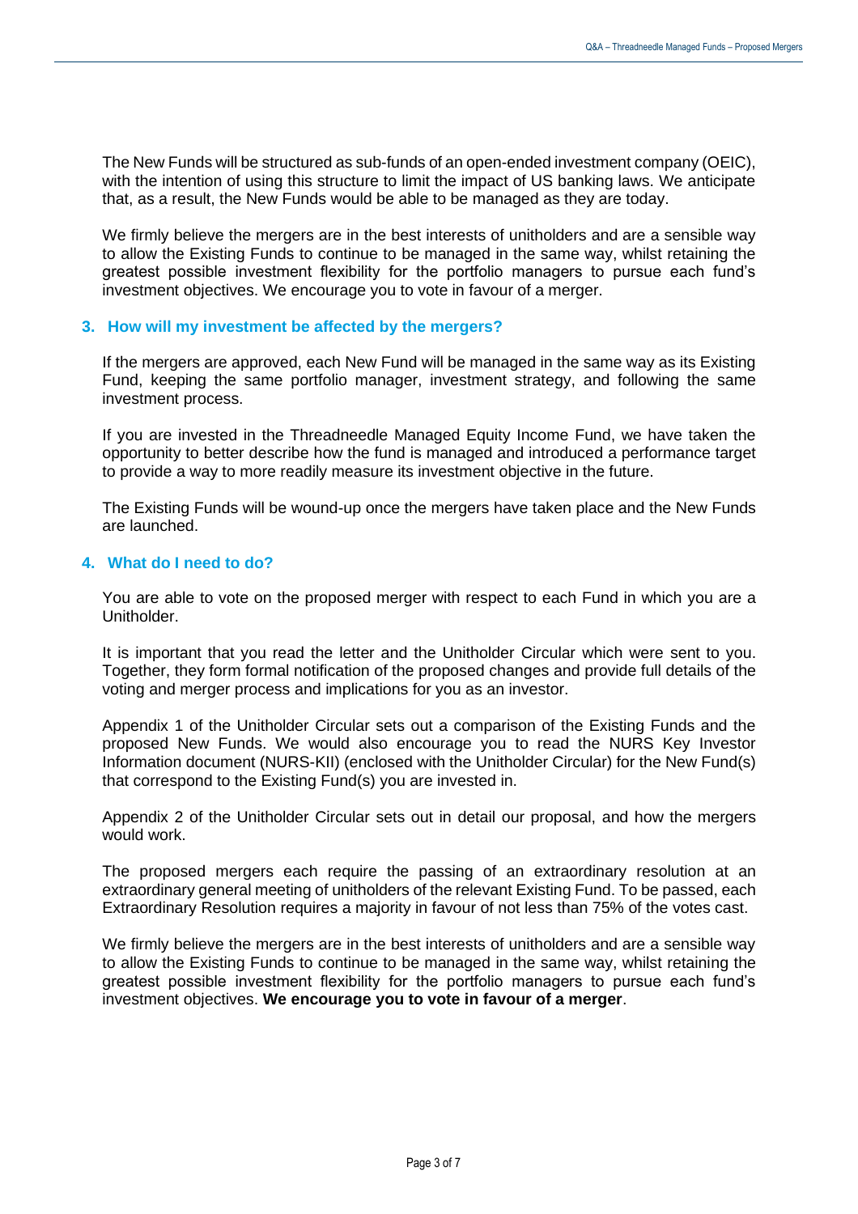The New Funds will be structured as sub-funds of an open-ended investment company (OEIC), with the intention of using this structure to limit the impact of US banking laws. We anticipate that, as a result, the New Funds would be able to be managed as they are today.

We firmly believe the mergers are in the best interests of unitholders and are a sensible way to allow the Existing Funds to continue to be managed in the same way, whilst retaining the greatest possible investment flexibility for the portfolio managers to pursue each fund's investment objectives. We encourage you to vote in favour of a merger.

### 3. How will my investment be affected by the mergers?

If the mergers are approved, each New Fund will be managed in the same way as its Existing Fund, keeping the same portfolio manager, investment strategy, and following the same investment process.

If you are invested in the Threadneedle Managed Equity Income Fund, we have taken the opportunity to better describe how the fund is managed and introduced a performance target to provide a way to more readily measure its investment objective in the future.

The Existing Funds will be wound-up once the mergers have taken place and the New Funds are launched.

### 4. What do I need to do?

You are able to vote on the proposed merger with respect to each Fund in which you are a Unitholder.

It is important that you read the letter and the Unitholder Circular which were sent to you. Together, they form formal notification of the proposed changes and provide full details of the voting and merger process and implications for you as an investor.

Appendix 1 of the Unitholder Circular sets out a comparison of the Existing Funds and the proposed New Funds. We would also encourage you to read the NURS Key Investor Information document (NURS-KII) (enclosed with the Unitholder Circular) for the New Fund(s) that correspond to the Existing Fund(s) you are invested in.

Appendix 2 of the Unitholder Circular sets out in detail our proposal, and how the mergers would work.

The proposed mergers each require the passing of an extraordinary resolution at an extraordinary general meeting of unitholders of the relevant Existing Fund. To be passed, each Extraordinary Resolution requires a majority in favour of not less than 75% of the votes cast.

We firmly believe the mergers are in the best interests of unitholders and are a sensible way to allow the Existing Funds to continue to be managed in the same way, whilst retaining the greatest possible investment flexibility for the portfolio managers to pursue each fund's investment objectives. **We encourage you to vote in favour of a merger**.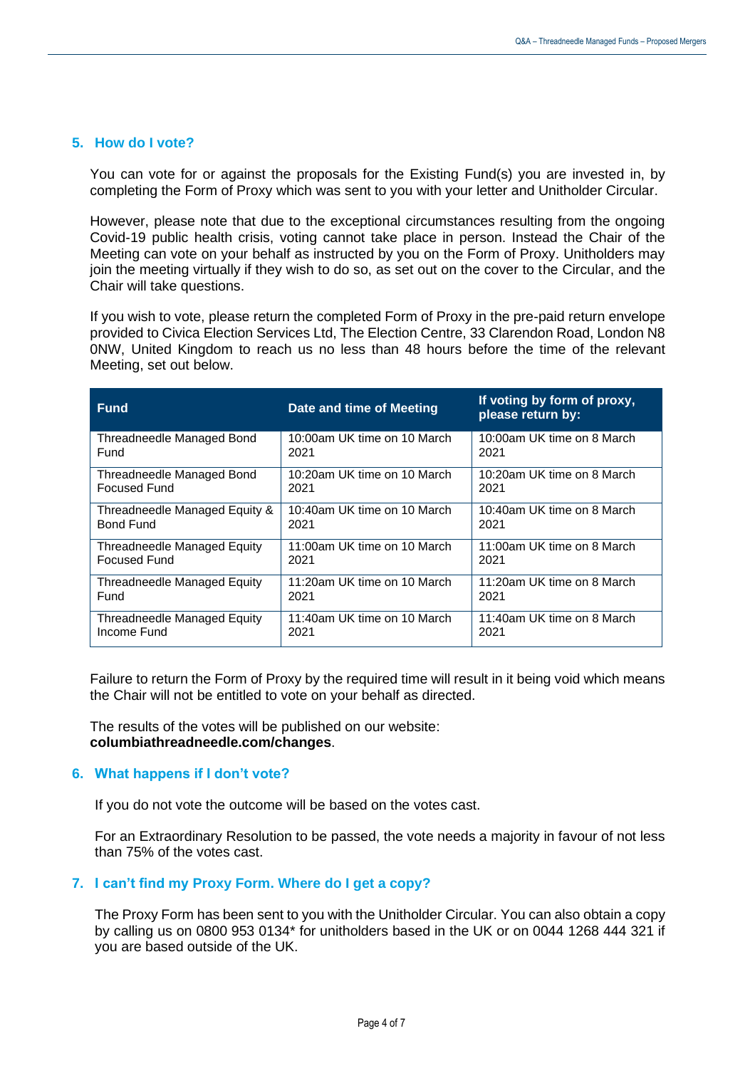## 5. How do I vote?

You can vote for or against the proposals for the Existing Fund(s) you are invested in, by completing the Form of Proxy which was sent to you with your letter and Unitholder Circular.

However, please note that due to the exceptional circumstances resulting from the ongoing Covid-19 public health crisis, voting cannot take place in person. Instead the Chair of the Meeting can vote on your behalf as instructed by you on the Form of Proxy. Unitholders may join the meeting virtually if they wish to do so, as set out on the cover to the Circular, and the Chair will take questions.

If you wish to vote, please return the completed Form of Proxy in the pre-paid return envelope provided to Civica Election Services Ltd, The Election Centre, 33 Clarendon Road, London N8 0NW, United Kingdom to reach us no less than 48 hours before the time of the relevant Meeting, set out below.

| Fund | Date and time of Meeting | If voting by form of proxy, please return by: |
|---|---|---|
| Threadneedle Managed Bond Fund | 10:00am UK time on 10 March 2021 | 10:00am UK time on 8 March 2021 |
| Threadneedle Managed Bond Focused Fund | 10:20am UK time on 10 March 2021 | 10:20am UK time on 8 March 2021 |
| Threadneedle Managed Equity & Bond Fund | 10:40am UK time on 10 March 2021 | 10:40am UK time on 8 March 2021 |
| Threadneedle Managed Equity Focused Fund | 11:00am UK time on 10 March 2021 | 11:00am UK time on 8 March 2021 |
| Threadneedle Managed Equity Fund | 11:20am UK time on 10 March 2021 | 11:20am UK time on 8 March 2021 |
| Threadneedle Managed Equity Income Fund | 11:40am UK time on 10 March 2021 | 11:40am UK time on 8 March 2021 |

Failure to return the Form of Proxy by the required time will result in it being void which means the Chair will not be entitled to vote on your behalf as directed.

The results of the votes will be published on our website: **columbiathreadneedle.com/changes**.

## 6. What happens if I don't vote?

If you do not vote the outcome will be based on the votes cast.

For an Extraordinary Resolution to be passed, the vote needs a majority in favour of not less than 75% of the votes cast.

## 7. I can't find my Proxy Form. Where do I get a copy?

The Proxy Form has been sent to you with the Unitholder Circular. You can also obtain a copy by calling us on 0800 953 0134* for unitholders based in the UK or on 0044 1268 444 321 if you are based outside of the UK.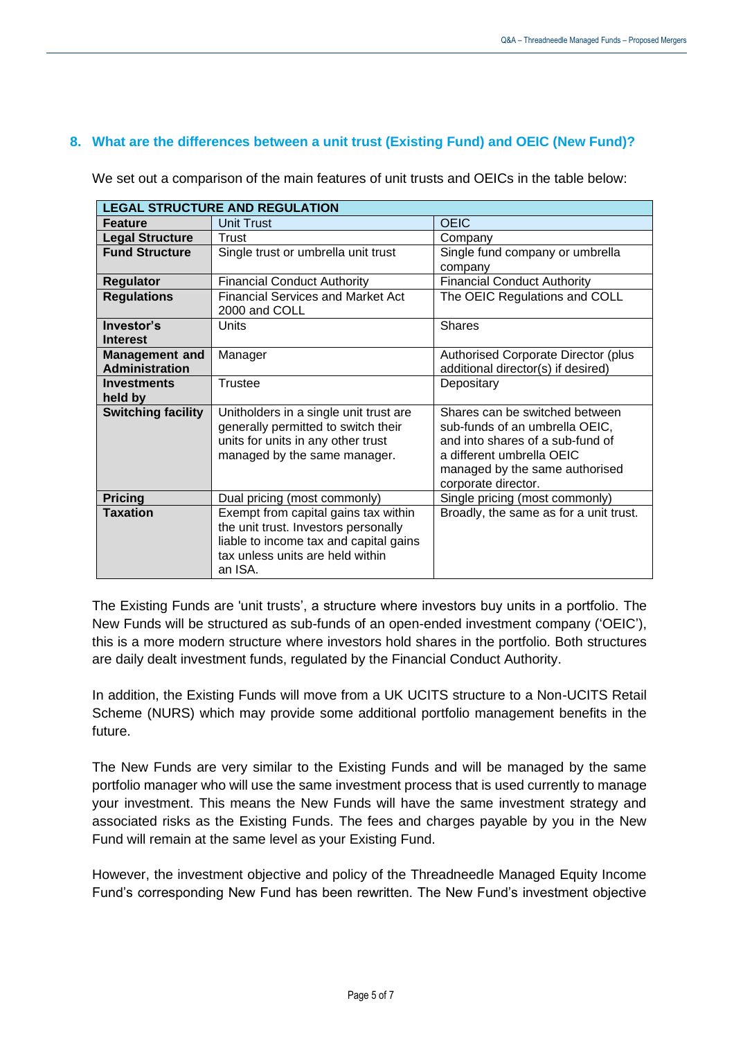## 8. What are the differences between a unit trust (Existing Fund) and OEIC (New Fund)?

We set out a comparison of the main features of unit trusts and OEICs in the table below:

| LEGAL STRUCTURE AND REGULATION | | |
|---|---|---|
| **Feature** | Unit Trust | OEIC |
| **Legal Structure** | Trust | Company |
| **Fund Structure** | Single trust or umbrella unit trust | Single fund company or umbrella company |
| **Regulator** | Financial Conduct Authority | Financial Conduct Authority |
| **Regulations** | Financial Services and Market Act 2000 and COLL | The OEIC Regulations and COLL |
| **Investor's Interest** | Units | Shares |
| **Management and Administration** | Manager | Authorised Corporate Director (plus additional director(s) if desired) |
| **Investments held by** | Trustee | Depositary |
| **Switching facility** | Unitholders in a single unit trust are generally permitted to switch their units for units in any other trust managed by the same manager. | Shares can be switched between sub-funds of an umbrella OEIC, and into shares of a sub-fund of a different umbrella OEIC managed by the same authorised corporate director. |
| **Pricing** | Dual pricing (most commonly) | Single pricing (most commonly) |
| **Taxation** | Exempt from capital gains tax within the unit trust. Investors personally liable to income tax and capital gains tax unless units are held within an ISA. | Broadly, the same as for a unit trust. |

The Existing Funds are 'unit trusts', a structure where investors buy units in a portfolio. The New Funds will be structured as sub-funds of an open-ended investment company ('OEIC'), this is a more modern structure where investors hold shares in the portfolio. Both structures are daily dealt investment funds, regulated by the Financial Conduct Authority.

In addition, the Existing Funds will move from a UK UCITS structure to a Non-UCITS Retail Scheme (NURS) which may provide some additional portfolio management benefits in the future.

The New Funds are very similar to the Existing Funds and will be managed by the same portfolio manager who will use the same investment process that is used currently to manage your investment. This means the New Funds will have the same investment strategy and associated risks as the Existing Funds. The fees and charges payable by you in the New Fund will remain at the same level as your Existing Fund.

However, the investment objective and policy of the Threadneedle Managed Equity Income Fund's corresponding New Fund has been rewritten. The New Fund's investment objective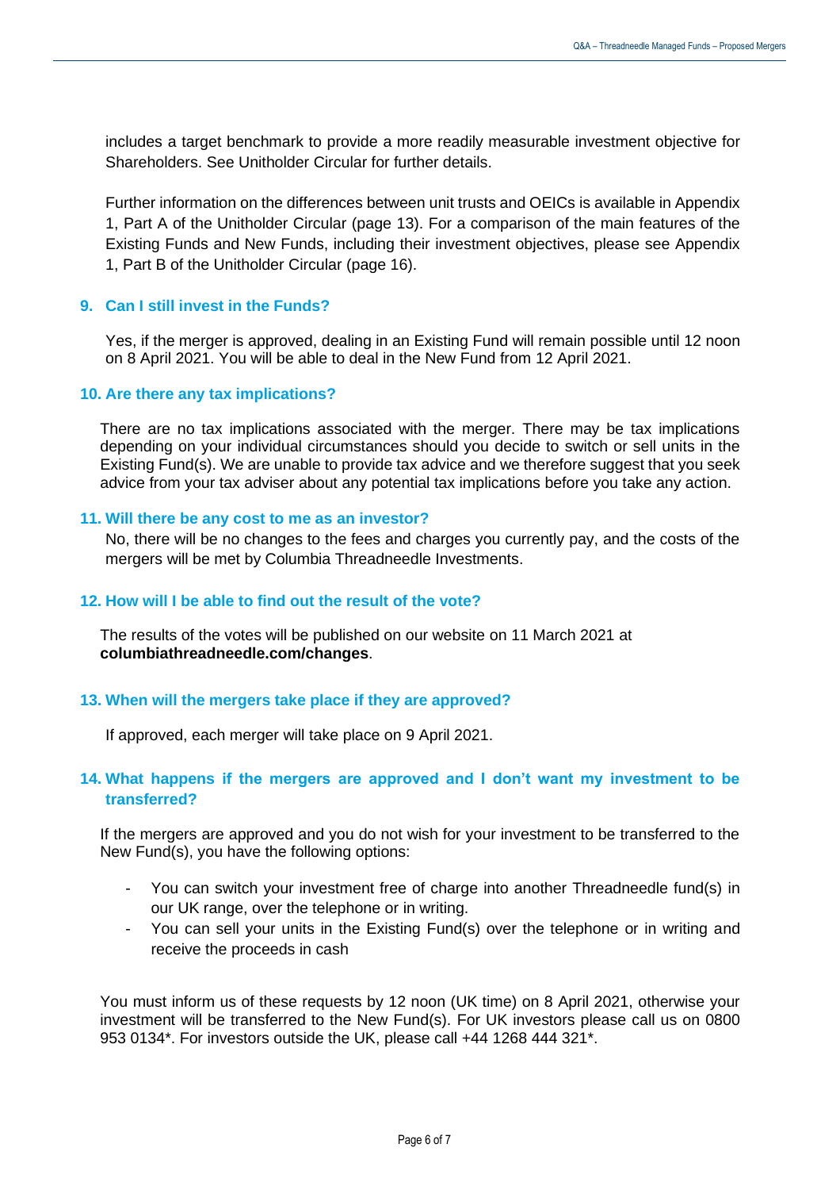includes a target benchmark to provide a more readily measurable investment objective for Shareholders. See Unitholder Circular for further details.

Further information on the differences between unit trusts and OEICs is available in Appendix 1, Part A of the Unitholder Circular (page 13). For a comparison of the main features of the Existing Funds and New Funds, including their investment objectives, please see Appendix 1, Part B of the Unitholder Circular (page 16).

### 9. Can I still invest in the Funds?

Yes, if the merger is approved, dealing in an Existing Fund will remain possible until 12 noon on 8 April 2021. You will be able to deal in the New Fund from 12 April 2021.

### 10. Are there any tax implications?

There are no tax implications associated with the merger. There may be tax implications depending on your individual circumstances should you decide to switch or sell units in the Existing Fund(s). We are unable to provide tax advice and we therefore suggest that you seek advice from your tax adviser about any potential tax implications before you take any action.

### 11. Will there be any cost to me as an investor?

No, there will be no changes to the fees and charges you currently pay, and the costs of the mergers will be met by Columbia Threadneedle Investments.

### 12. How will I be able to find out the result of the vote?

The results of the votes will be published on our website on 11 March 2021 at **columbiathreadneedle.com/changes**.

### 13. When will the mergers take place if they are approved?

If approved, each merger will take place on 9 April 2021.

### 14. What happens if the mergers are approved and I don't want my investment to be transferred?

If the mergers are approved and you do not wish for your investment to be transferred to the New Fund(s), you have the following options:

- You can switch your investment free of charge into another Threadneedle fund(s) in our UK range, over the telephone or in writing.
- You can sell your units in the Existing Fund(s) over the telephone or in writing and receive the proceeds in cash

You must inform us of these requests by 12 noon (UK time) on 8 April 2021, otherwise your investment will be transferred to the New Fund(s). For UK investors please call us on 0800 953 0134*. For investors outside the UK, please call +44 1268 444 321*.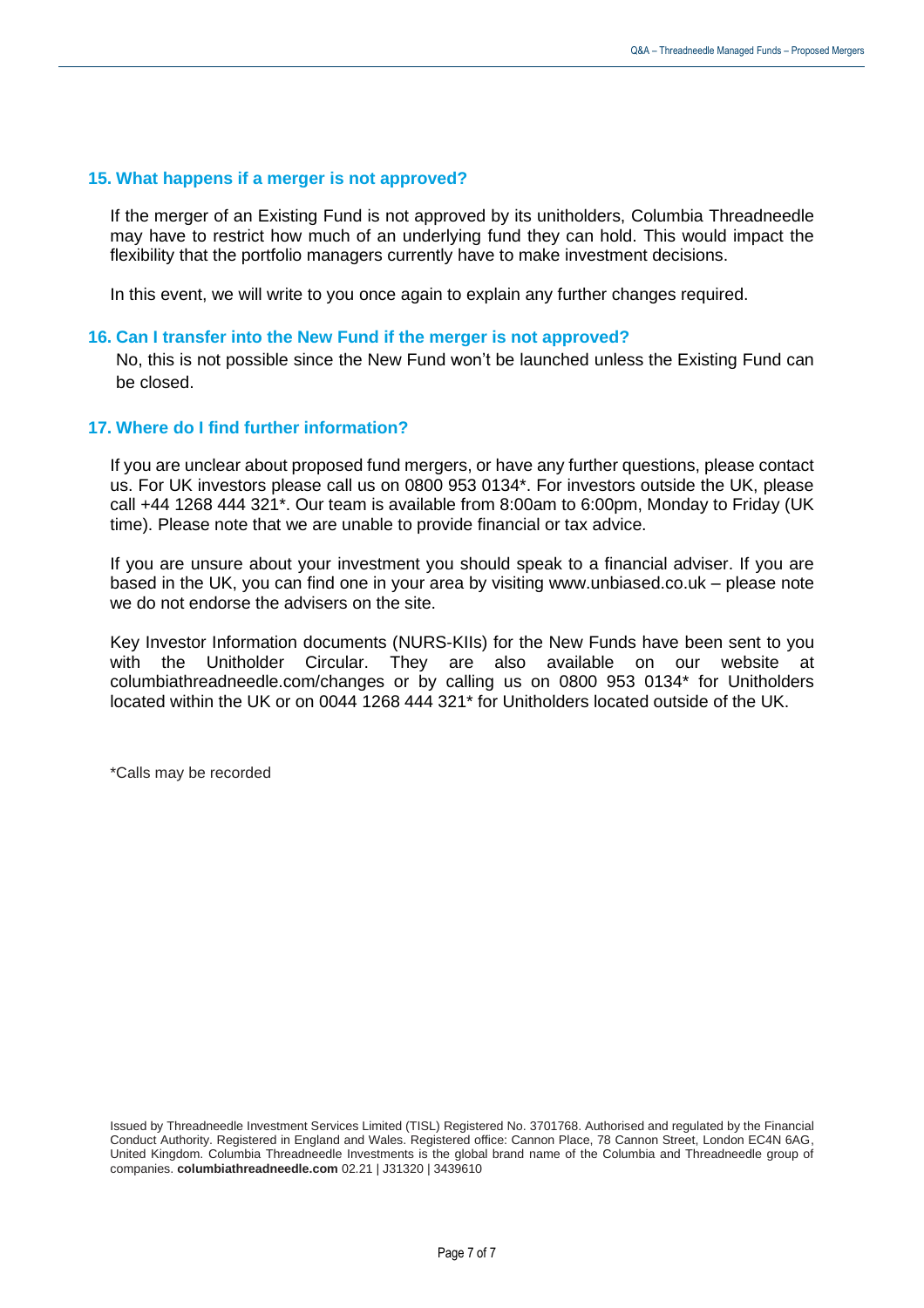### 15. What happens if a merger is not approved?

If the merger of an Existing Fund is not approved by its unitholders, Columbia Threadneedle may have to restrict how much of an underlying fund they can hold. This would impact the flexibility that the portfolio managers currently have to make investment decisions.

In this event, we will write to you once again to explain any further changes required.

### 16. Can I transfer into the New Fund if the merger is not approved?

No, this is not possible since the New Fund won't be launched unless the Existing Fund can be closed.

### 17. Where do I find further information?

If you are unclear about proposed fund mergers, or have any further questions, please contact us. For UK investors please call us on 0800 953 0134*. For investors outside the UK, please call +44 1268 444 321*. Our team is available from 8:00am to 6:00pm, Monday to Friday (UK time). Please note that we are unable to provide financial or tax advice.

If you are unsure about your investment you should speak to a financial adviser. If you are based in the UK, you can find one in your area by visiting www.unbiased.co.uk – please note we do not endorse the advisers on the site.

Key Investor Information documents (NURS-KIIs) for the New Funds have been sent to you with the Unitholder Circular. They are also available on our website at columbiathreadneedle.com/changes or by calling us on 0800 953 0134* for Unitholders located within the UK or on 0044 1268 444 321* for Unitholders located outside of the UK.

*Calls may be recorded

Issued by Threadneedle Investment Services Limited (TISL) Registered No. 3701768. Authorised and regulated by the Financial Conduct Authority. Registered in England and Wales. Registered office: Cannon Place, 78 Cannon Street, London EC4N 6AG, United Kingdom. Columbia Threadneedle Investments is the global brand name of the Columbia and Threadneedle group of companies. **columbiathreadneedle.com** 02.21 | J31320 | 3439610